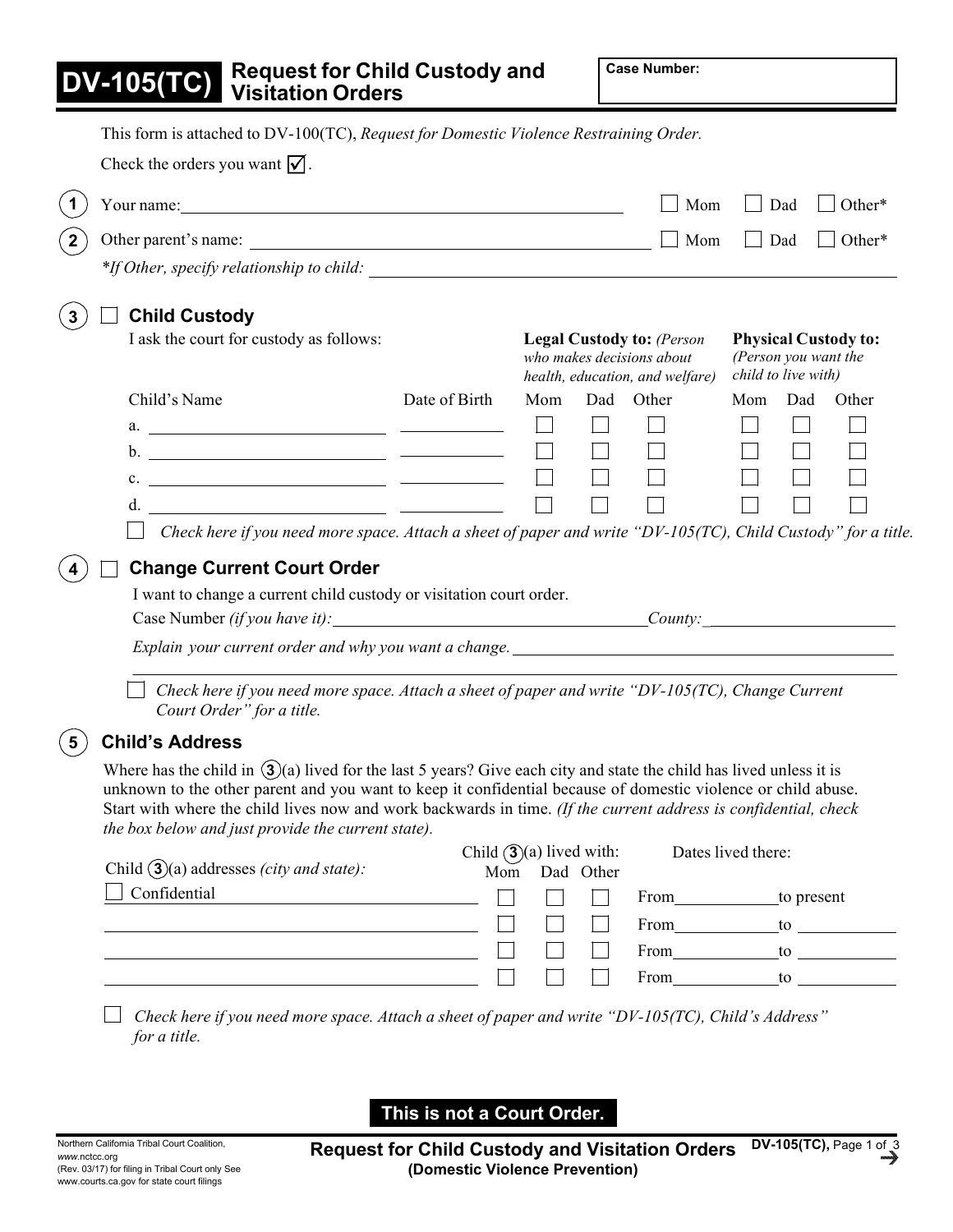# DV-105(TC) Request for Child Custody and Visitation Orders

**Case Number:**

This form is attached to DV-100(TC), *Request for Domestic Violence Restraining Order.*

Check the orders you want ☑.

**1** Your name: ______________________ ☐ Mom ☐ Dad ☐ Other*

**2** Other parent's name: ______________________ ☐ Mom ☐ Dad ☐ Other*

*\*If Other, specify relationship to child:* ______________________

**3** ☐ **Child Custody**

I ask the court for custody as follows:

| Child's Name | Date of Birth | Legal Custody to: *(Person who makes decisions about health, education, and welfare)* | | | Physical Custody to: *(Person you want the child to live with)* | | |
|---|---|---|---|---|---|---|---|
| | | Mom | Dad | Other | Mom | Dad | Other |
| a. | | ☐ | ☐ | ☐ | ☐ | ☐ | ☐ |
| b. | | ☐ | ☐ | ☐ | ☐ | ☐ | ☐ |
| c. | | ☐ | ☐ | ☐ | ☐ | ☐ | ☐ |
| d. | | ☐ | ☐ | ☐ | ☐ | ☐ | ☐ |

☐ *Check here if you need more space. Attach a sheet of paper and write "DV-105(TC), Child Custody" for a title.*

**4** ☐ **Change Current Court Order**

I want to change a current child custody or visitation court order.

Case Number *(if you have it)*: ______________________ *County:* ______________________

*Explain your current order and why you want a change.* ______________________

☐ *Check here if you need more space. Attach a sheet of paper and write "DV-105(TC), Change Current Court Order" for a title.*

**5** **Child's Address**

Where has the child in **3**(a) lived for the last 5 years? Give each city and state the child has lived unless it is unknown to the other parent and you want to keep it confidential because of domestic violence or child abuse. Start with where the child lives now and work backwards in time. *(If the current address is confidential, check the box below and just provide the current state).*

| Child **3**(a) addresses *(city and state)*: | Child **3**(a) lived with: Mom | Dad | Other | Dates lived there: |
|---|---|---|---|---|
| ☐ Confidential | ☐ | ☐ | ☐ | From ________ to present |
| | ☐ | ☐ | ☐ | From ________ to ________ |
| | ☐ | ☐ | ☐ | From ________ to ________ |
| | ☐ | ☐ | ☐ | From ________ to ________ |

☐ *Check here if you need more space. Attach a sheet of paper and write "DV-105(TC), Child's Address" for a title.*

**This is not a Court Order.**

Northern California Tribal Court Coalition, *www.*nctcc.org
(Rev. 03/17) for filing in Tribal Court only See www.courts.ca.gov for state court filings

**Request for Child Custody and Visitation Orders**
**(Domestic Violence Prevention)**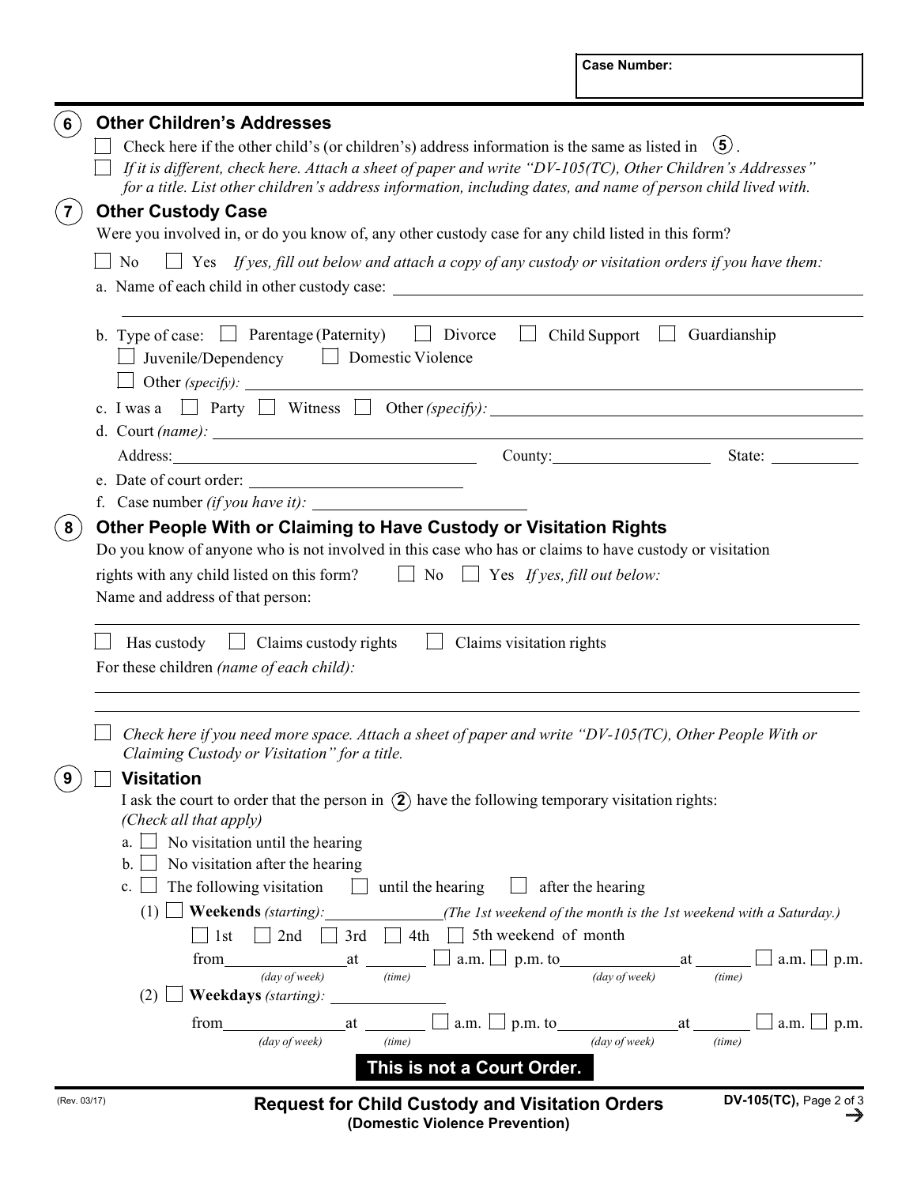Case Number:

## 6 Other Children's Addresses

☐ Check here if the other child's (or children's) address information is the same as listed in (5).

☐ *If it is different, check here. Attach a sheet of paper and write "DV-105(TC), Other Children's Addresses" for a title. List other children's address information, including dates, and name of person child lived with.*

## 7 Other Custody Case

Were you involved in, or do you know of, any other custody case for any child listed in this form?

☐ No ☐ Yes *If yes, fill out below and attach a copy of any custody or visitation orders if you have them:*

a. Name of each child in other custody case: ______________________________

b. Type of case: ☐ Parentage (Paternity) ☐ Divorce ☐ Child Support ☐ Guardianship ☐ Juvenile/Dependency ☐ Domestic Violence ☐ Other *(specify)*: ______________________________

c. I was a ☐ Party ☐ Witness ☐ Other *(specify)*: ______________________________

d. Court *(name)*: ______________________________

Address: ______________________ County: ______________ State: __________

e. Date of court order: ______________________

f. Case number *(if you have it)*: ______________________

## 8 Other People With or Claiming to Have Custody or Visitation Rights

Do you know of anyone who is not involved in this case who has or claims to have custody or visitation rights with any child listed on this form? ☐ No ☐ Yes *If yes, fill out below:*

Name and address of that person: ______________________________

☐ Has custody ☐ Claims custody rights ☐ Claims visitation rights

For these children *(name of each child)*: ______________________________

☐ *Check here if you need more space. Attach a sheet of paper and write "DV-105(TC), Other People With or Claiming Custody or Visitation" for a title.*

## 9 ☐ Visitation

I ask the court to order that the person in (2) have the following temporary visitation rights: *(Check all that apply)*

a. ☐ No visitation until the hearing

b. ☐ No visitation after the hearing

c. ☐ The following visitation ☐ until the hearing ☐ after the hearing

(1) ☐ **Weekends** *(starting)*: ______________ *(The 1st weekend of the month is the 1st weekend with a Saturday.)*

☐ 1st ☐ 2nd ☐ 3rd ☐ 4th ☐ 5th weekend of month

from ______________ *(day of week)* at ________ *(time)* ☐ a.m. ☐ p.m. to ______________ *(day of week)* at ________ *(time)* ☐ a.m. ☐ p.m.

(2) ☐ **Weekdays** *(starting)*: ______________

from ______________ *(day of week)* at ________ *(time)* ☐ a.m. ☐ p.m. to ______________ *(day of week)* at ________ *(time)* ☐ a.m. ☐ p.m.

**This is not a Court Order.**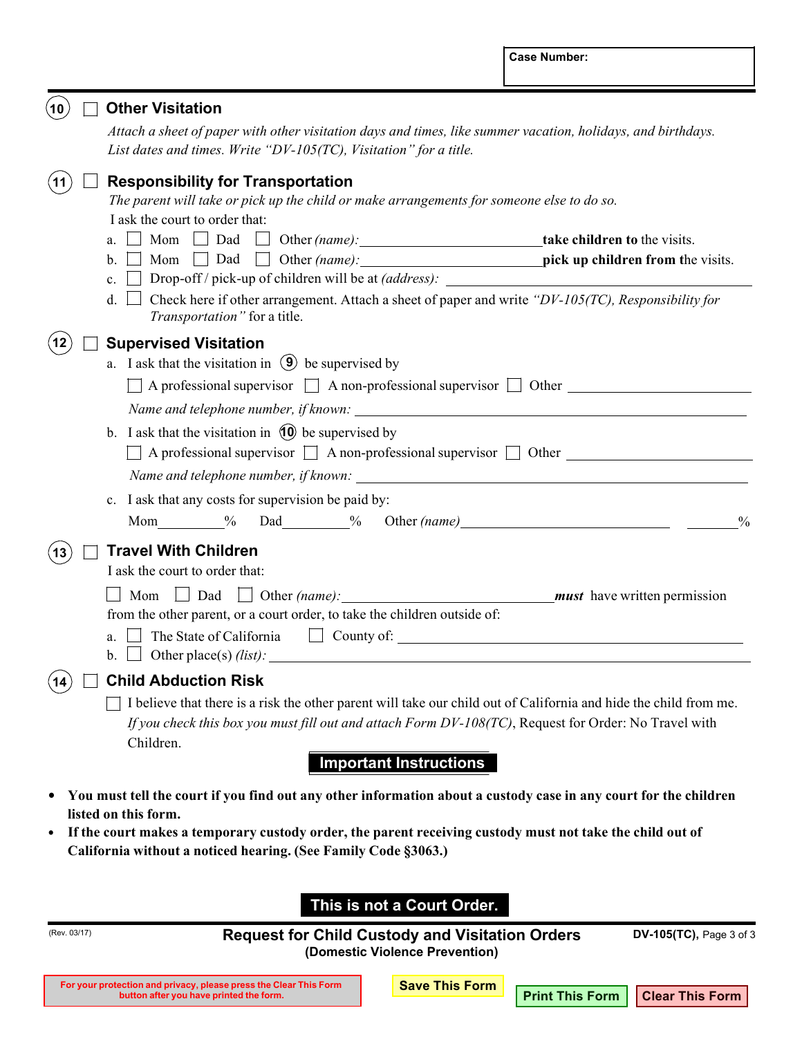Case Number:

## (10) ☐ Other Visitation

*Attach a sheet of paper with other visitation days and times, like summer vacation, holidays, and birthdays. List dates and times. Write "DV-105(TC), Visitation" for a title.*

## (11) ☐ Responsibility for Transportation

*The parent will take or pick up the child or make arrangements for someone else to do so.*

I ask the court to order that:

a. ☐ Mom ☐ Dad ☐ Other *(name):* ______________________ **take children to** the visits.

b. ☐ Mom ☐ Dad ☐ Other *(name):* ______________________ **pick up children from** the visits.

c. ☐ Drop-off / pick-up of children will be at *(address):* ______________________

d. ☐ Check here if other arrangement. Attach a sheet of paper and write *"DV-105(TC), Responsibility for Transportation"* for a title.

## (12) ☐ Supervised Visitation

a. I ask that the visitation in (9) be supervised by

☐ A professional supervisor ☐ A non-professional supervisor ☐ Other ______________________

*Name and telephone number, if known:* ______________________

b. I ask that the visitation in (10) be supervised by

☐ A professional supervisor ☐ A non-professional supervisor ☐ Other ______________________

*Name and telephone number, if known:* ______________________

c. I ask that any costs for supervision be paid by:

Mom________% Dad________% Other *(name)*______________________ ________%

## (13) ☐ Travel With Children

I ask the court to order that:

☐ Mom ☐ Dad ☐ Other *(name):* ______________________ ***must*** have written permission from the other parent, or a court order, to take the children outside of:

a. ☐ The State of California ☐ County of: ______________________

b. ☐ Other place(s) *(list)*: ______________________

## (14) ☐ Child Abduction Risk

☐ I believe that there is a risk the other parent will take our child out of California and hide the child from me. *If you check this box you must fill out and attach Form DV-108(TC)*, Request for Order: No Travel with Children.

### Important Instructions

- **You must tell the court if you find out any other information about a custody case in any court for the children listed on this form.**
- **If the court makes a temporary custody order, the parent receiving custody must not take the child out of California without a noticed hearing. (See Family Code §3063.)**

**This is not a Court Order.**

(Rev. 03/17)

**Request for Child Custody and Visitation Orders (Domestic Violence Prevention)**

**DV-105(TC)**